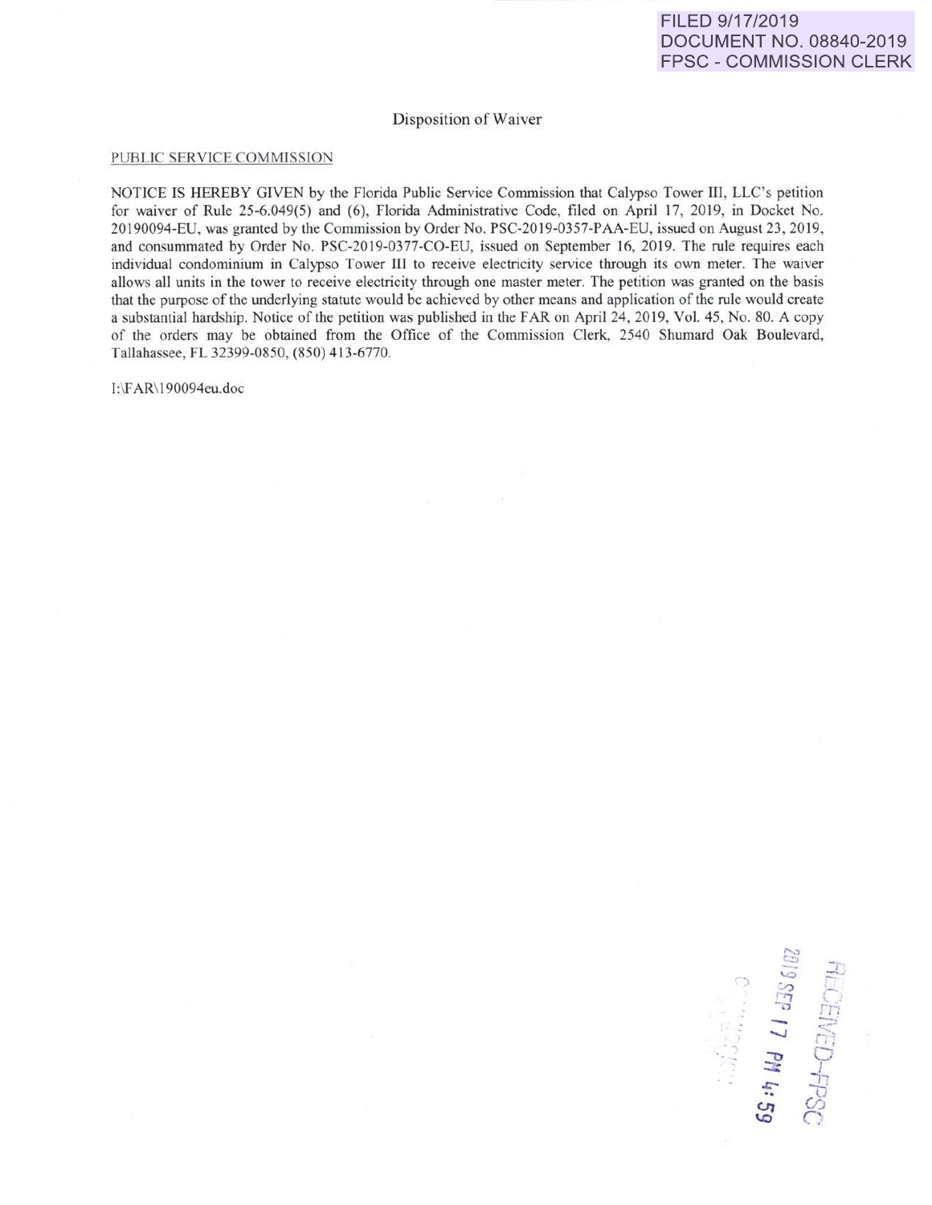FILED 9/17/2019
DOCUMENT NO. 08840-2019
FPSC - COMMISSION CLERK

# Disposition of Waiver

PUBLIC SERVICE COMMISSION

NOTICE IS HEREBY GIVEN by the Florida Public Service Commission that Calypso Tower III, LLC's petition for waiver of Rule 25-6.049(5) and (6), Florida Administrative Code, filed on April 17, 2019, in Docket No. 20190094-EU, was granted by the Commission by Order No. PSC-2019-0357-PAA-EU, issued on August 23, 2019, and consummated by Order No. PSC-2019-0377-CO-EU, issued on September 16, 2019. The rule requires each individual condominium in Calypso Tower III to receive electricity service through its own meter. The waiver allows all units in the tower to receive electricity through one master meter. The petition was granted on the basis that the purpose of the underlying statute would be achieved by other means and application of the rule would create a substantial hardship. Notice of the petition was published in the FAR on April 24, 2019, Vol. 45, No. 80. A copy of the orders may be obtained from the Office of the Commission Clerk, 2540 Shumard Oak Boulevard, Tallahassee, FL 32399-0850, (850) 413-6770.

I:\FAR\190094eu.doc

RECEIVED-FPSC
2019 SEP 17 PM 4:59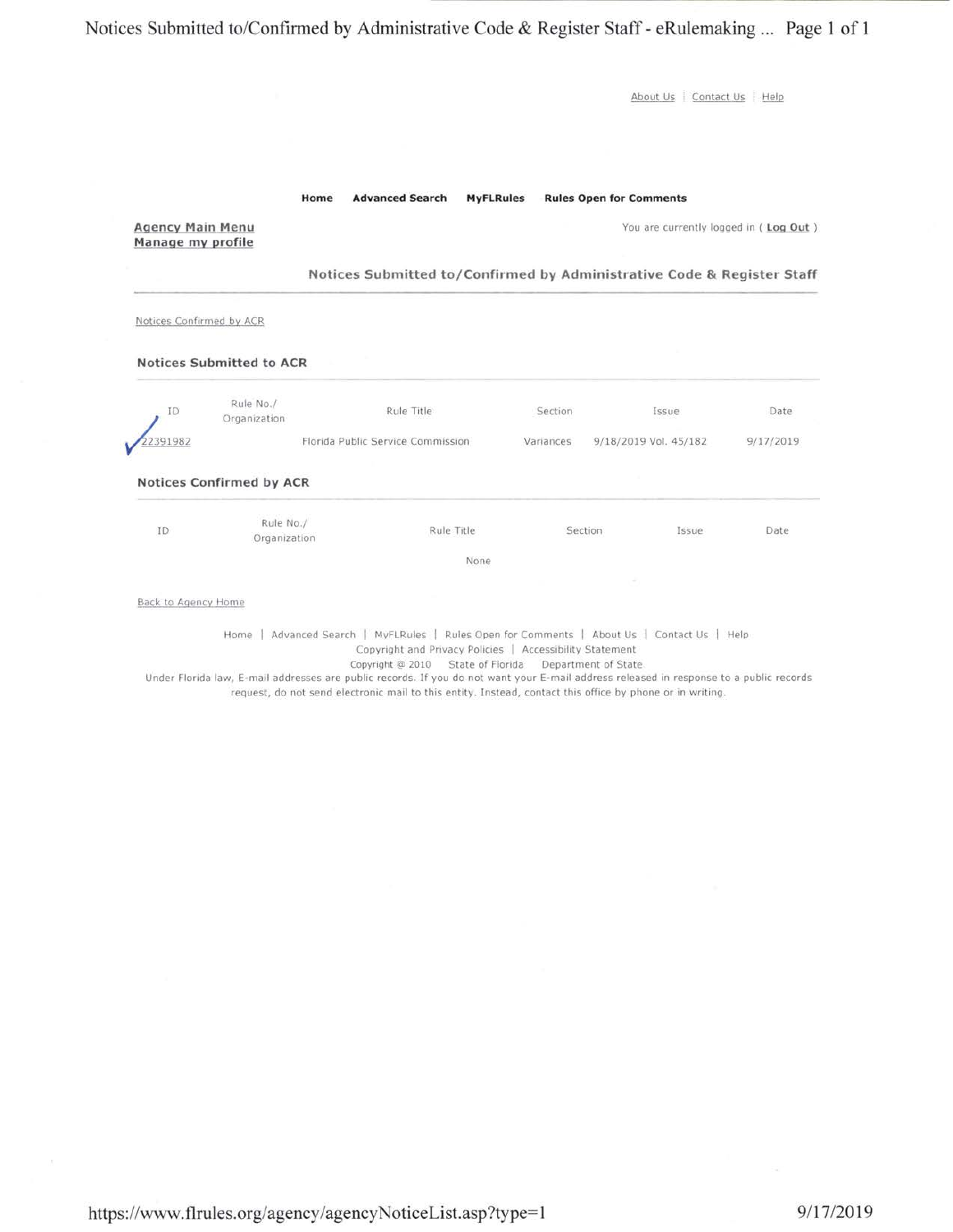About Us | Contact Us | Help

Home Advanced Search MyFLRules Rules Open for Comments

Agency Main Menu
Manage my profile

You are currently logged in ( Log Out )

## Notices Submitted to/Confirmed by Administrative Code & Register Staff

Notices Confirmed by ACR

### Notices Submitted to ACR

| ID | Rule No./ Organization | Rule Title | Section | Issue | Date |
|---|---|---|---|---|---|
| 22391982 | | Florida Public Service Commission | Variances | 9/18/2019 Vol. 45/182 | 9/17/2019 |

### Notices Confirmed by ACR

| ID | Rule No./ Organization | Rule Title | Section | Issue | Date |
|---|---|---|---|---|---|
| | | None | | | |

Back to Agency Home

Home | Advanced Search | MyFLRules | Rules Open for Comments | About Us | Contact Us | Help
Copyright and Privacy Policies | Accessibility Statement
Copyright @ 2010 State of Florida Department of State
Under Florida law, E-mail addresses are public records. If you do not want your E-mail address released in response to a public records request, do not send electronic mail to this entity. Instead, contact this office by phone or in writing.

https://www.flrules.org/agency/agencyNoticeList.asp?type=1 9/17/2019